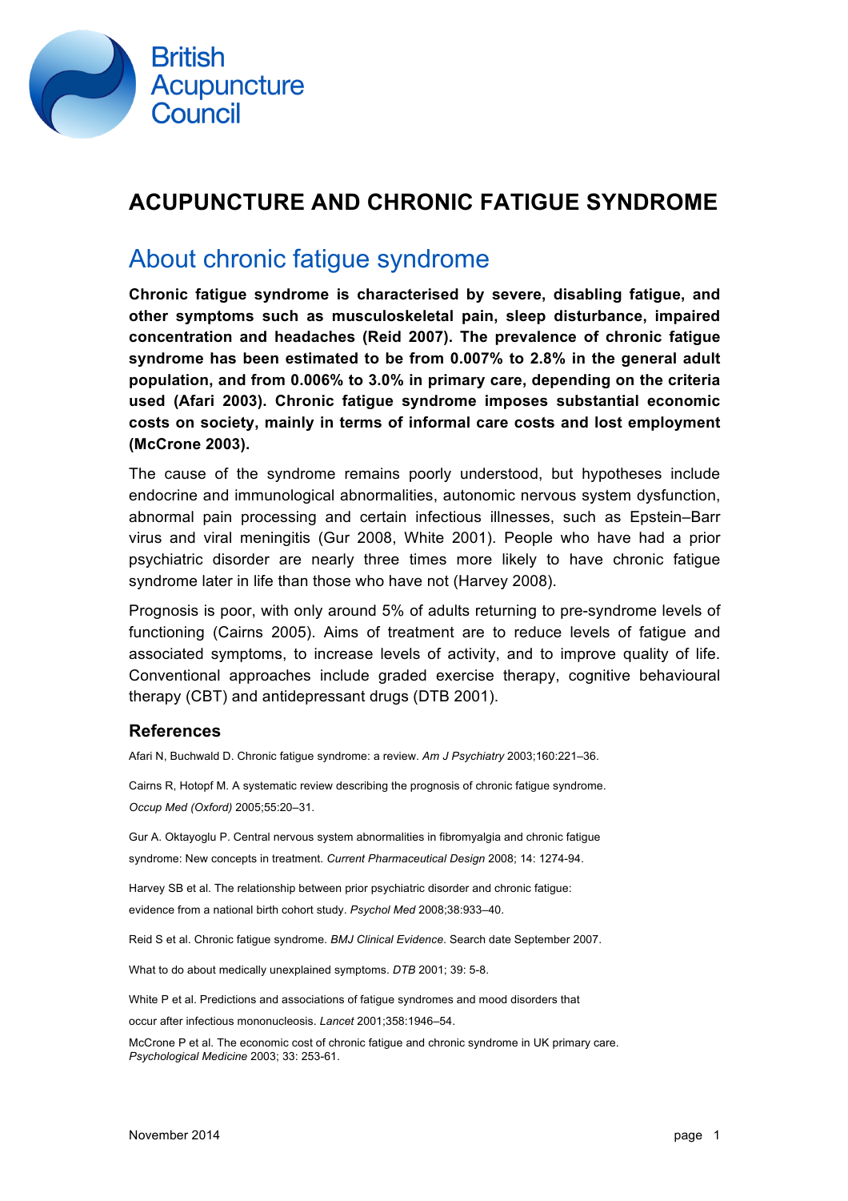British Acupuncture Council

# ACUPUNCTURE AND CHRONIC FATIGUE SYNDROME

## About chronic fatigue syndrome

**Chronic fatigue syndrome is characterised by severe, disabling fatigue, and other symptoms such as musculoskeletal pain, sleep disturbance, impaired concentration and headaches (Reid 2007). The prevalence of chronic fatigue syndrome has been estimated to be from 0.007% to 2.8% in the general adult population, and from 0.006% to 3.0% in primary care, depending on the criteria used (Afari 2003). Chronic fatigue syndrome imposes substantial economic costs on society, mainly in terms of informal care costs and lost employment (McCrone 2003).**

The cause of the syndrome remains poorly understood, but hypotheses include endocrine and immunological abnormalities, autonomic nervous system dysfunction, abnormal pain processing and certain infectious illnesses, such as Epstein–Barr virus and viral meningitis (Gur 2008, White 2001). People who have had a prior psychiatric disorder are nearly three times more likely to have chronic fatigue syndrome later in life than those who have not (Harvey 2008).

Prognosis is poor, with only around 5% of adults returning to pre-syndrome levels of functioning (Cairns 2005). Aims of treatment are to reduce levels of fatigue and associated symptoms, to increase levels of activity, and to improve quality of life. Conventional approaches include graded exercise therapy, cognitive behavioural therapy (CBT) and antidepressant drugs (DTB 2001).

### References

Afari N, Buchwald D. Chronic fatigue syndrome: a review. *Am J Psychiatry* 2003;160:221–36.

Cairns R, Hotopf M. A systematic review describing the prognosis of chronic fatigue syndrome. *Occup Med (Oxford)* 2005;55:20–31.

Gur A. Oktayoglu P. Central nervous system abnormalities in fibromyalgia and chronic fatigue syndrome: New concepts in treatment. *Current Pharmaceutical Design* 2008; 14: 1274-94.

Harvey SB et al. The relationship between prior psychiatric disorder and chronic fatigue: evidence from a national birth cohort study. *Psychol Med* 2008;38:933–40.

Reid S et al. Chronic fatigue syndrome. *BMJ Clinical Evidence*. Search date September 2007.

What to do about medically unexplained symptoms. *DTB* 2001; 39: 5-8.

White P et al. Predictions and associations of fatigue syndromes and mood disorders that occur after infectious mononucleosis. *Lancet* 2001;358:1946–54.

McCrone P et al. The economic cost of chronic fatigue and chronic syndrome in UK primary care. *Psychological Medicine* 2003; 33: 253-61.

November 2014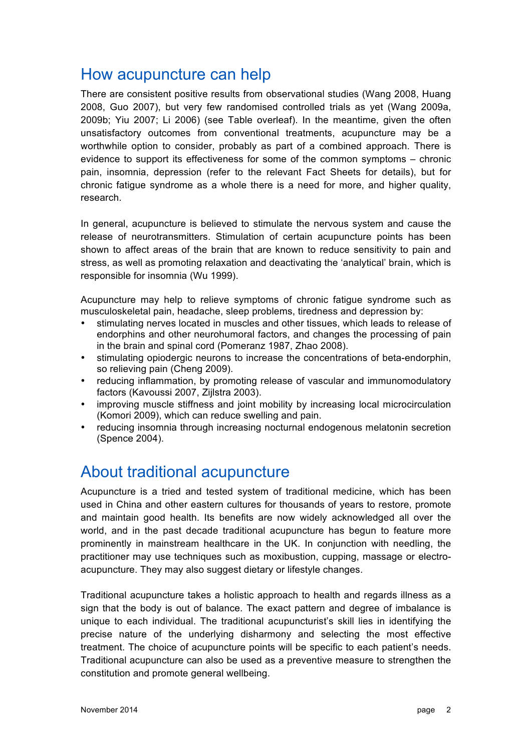## How acupuncture can help

There are consistent positive results from observational studies (Wang 2008, Huang 2008, Guo 2007), but very few randomised controlled trials as yet (Wang 2009a, 2009b; Yiu 2007; Li 2006) (see Table overleaf). In the meantime, given the often unsatisfactory outcomes from conventional treatments, acupuncture may be a worthwhile option to consider, probably as part of a combined approach. There is evidence to support its effectiveness for some of the common symptoms – chronic pain, insomnia, depression (refer to the relevant Fact Sheets for details), but for chronic fatigue syndrome as a whole there is a need for more, and higher quality, research.

In general, acupuncture is believed to stimulate the nervous system and cause the release of neurotransmitters. Stimulation of certain acupuncture points has been shown to affect areas of the brain that are known to reduce sensitivity to pain and stress, as well as promoting relaxation and deactivating the 'analytical' brain, which is responsible for insomnia (Wu 1999).

Acupuncture may help to relieve symptoms of chronic fatigue syndrome such as musculoskeletal pain, headache, sleep problems, tiredness and depression by:

- stimulating nerves located in muscles and other tissues, which leads to release of endorphins and other neurohumoral factors, and changes the processing of pain in the brain and spinal cord (Pomeranz 1987, Zhao 2008).
- stimulating opiodergic neurons to increase the concentrations of beta-endorphin, so relieving pain (Cheng 2009).
- reducing inflammation, by promoting release of vascular and immunomodulatory factors (Kavoussi 2007, Zijlstra 2003).
- improving muscle stiffness and joint mobility by increasing local microcirculation (Komori 2009), which can reduce swelling and pain.
- reducing insomnia through increasing nocturnal endogenous melatonin secretion (Spence 2004).

## About traditional acupuncture

Acupuncture is a tried and tested system of traditional medicine, which has been used in China and other eastern cultures for thousands of years to restore, promote and maintain good health. Its benefits are now widely acknowledged all over the world, and in the past decade traditional acupuncture has begun to feature more prominently in mainstream healthcare in the UK. In conjunction with needling, the practitioner may use techniques such as moxibustion, cupping, massage or electro-acupuncture. They may also suggest dietary or lifestyle changes.

Traditional acupuncture takes a holistic approach to health and regards illness as a sign that the body is out of balance. The exact pattern and degree of imbalance is unique to each individual. The traditional acupuncturist's skill lies in identifying the precise nature of the underlying disharmony and selecting the most effective treatment. The choice of acupuncture points will be specific to each patient's needs. Traditional acupuncture can also be used as a preventive measure to strengthen the constitution and promote general wellbeing.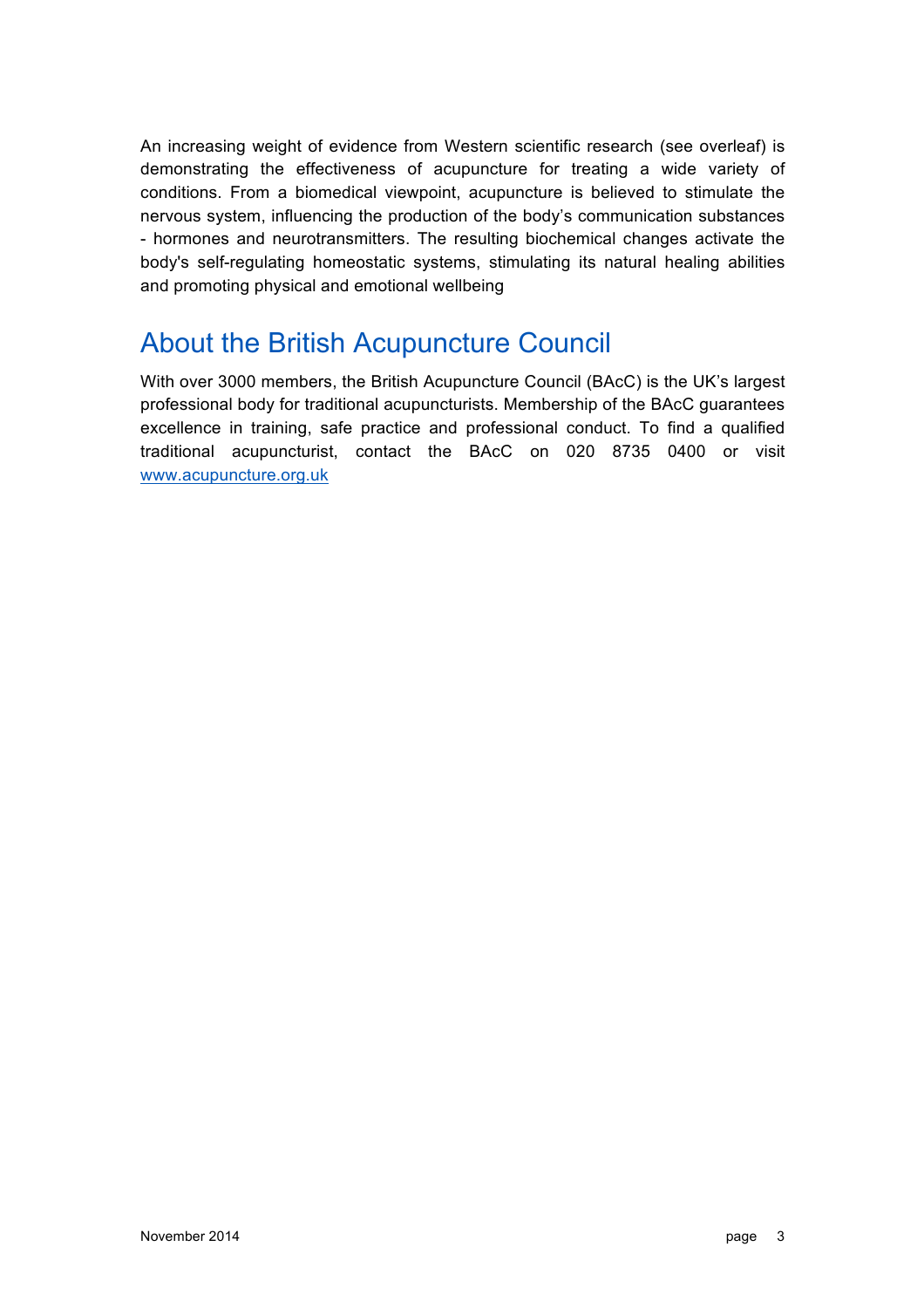An increasing weight of evidence from Western scientific research (see overleaf) is demonstrating the effectiveness of acupuncture for treating a wide variety of conditions. From a biomedical viewpoint, acupuncture is believed to stimulate the nervous system, influencing the production of the body's communication substances - hormones and neurotransmitters. The resulting biochemical changes activate the body's self-regulating homeostatic systems, stimulating its natural healing abilities and promoting physical and emotional wellbeing

## About the British Acupuncture Council

With over 3000 members, the British Acupuncture Council (BAcC) is the UK's largest professional body for traditional acupuncturists. Membership of the BAcC guarantees excellence in training, safe practice and professional conduct. To find a qualified traditional acupuncturist, contact the BAcC on 020 8735 0400 or visit [www.acupuncture.org.uk](http://www.acupuncture.org.uk)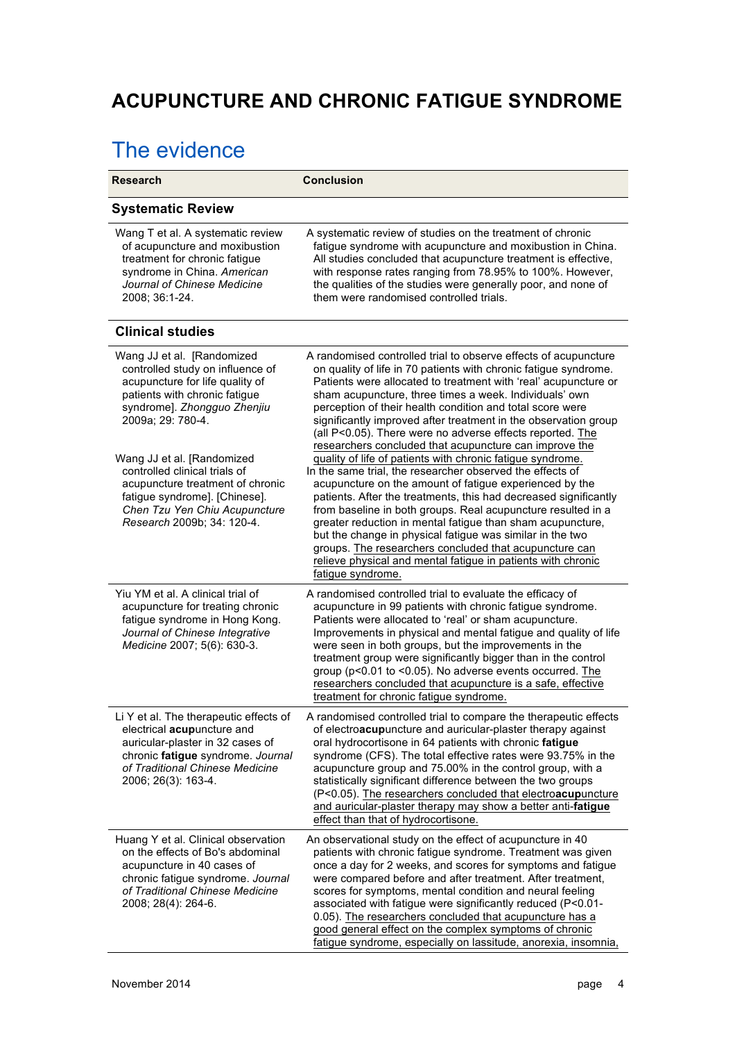# ACUPUNCTURE AND CHRONIC FATIGUE SYNDROME

## The evidence

| Research | Conclusion |
| --- | --- |
| **Systematic Review** | |
| Wang T et al. A systematic review of acupuncture and moxibustion treatment for chronic fatigue syndrome in China. *American Journal of Chinese Medicine* 2008; 36:1-24. | A systematic review of studies on the treatment of chronic fatigue syndrome with acupuncture and moxibustion in China. All studies concluded that acupuncture treatment is effective, with response rates ranging from 78.95% to 100%. However, the qualities of the studies were generally poor, and none of them were randomised controlled trials. |
| **Clinical studies** | |
| Wang JJ et al. [Randomized controlled study on influence of acupuncture for life quality of patients with chronic fatigue syndrome]. *Zhongguo Zhenjiu* 2009a; 29: 780-4.<br><br>Wang JJ et al. [Randomized controlled clinical trials of acupuncture treatment of chronic fatigue syndrome]. [Chinese]. *Chen Tzu Yen Chiu Acupuncture Research* 2009b; 34: 120-4. | A randomised controlled trial to observe effects of acupuncture on quality of life in 70 patients with chronic fatigue syndrome. Patients were allocated to treatment with 'real' acupuncture or sham acupuncture, three times a week. Individuals' own perception of their health condition and total score were significantly improved after treatment in the observation group (all P<0.05). There were no adverse effects reported. The researchers concluded that acupuncture can improve the quality of life of patients with chronic fatigue syndrome.<br>In the same trial, the researcher observed the effects of acupuncture on the amount of fatigue experienced by the patients. After the treatments, this had decreased significantly from baseline in both groups. Real acupuncture resulted in a greater reduction in mental fatigue than sham acupuncture, but the change in physical fatigue was similar in the two groups. The researchers concluded that acupuncture can relieve physical and mental fatigue in patients with chronic fatigue syndrome. |
| Yiu YM et al. A clinical trial of acupuncture for treating chronic fatigue syndrome in Hong Kong. *Journal of Chinese Integrative Medicine* 2007; 5(6): 630-3. | A randomised controlled trial to evaluate the efficacy of acupuncture in 99 patients with chronic fatigue syndrome. Patients were allocated to 'real' or sham acupuncture. Improvements in physical and mental fatigue and quality of life were seen in both groups, but the improvements in the treatment group were significantly bigger than in the control group (p<0.01 to <0.05). No adverse events occurred. The researchers concluded that acupuncture is a safe, effective treatment for chronic fatigue syndrome. |
| Li Y et al. The therapeutic effects of electrical **acup**uncture and auricular-plaster in 32 cases of chronic **fatigue** syndrome. *Journal of Traditional Chinese Medicine* 2006; 26(3): 163-4. | A randomised controlled trial to compare the therapeutic effects of electro**acup**uncture and auricular-plaster therapy against oral hydrocortisone in 64 patients with chronic **fatigue** syndrome (CFS). The total effective rates were 93.75% in the acupuncture group and 75.00% in the control group, with a statistically significant difference between the two groups (P<0.05). The researchers concluded that electro**acup**uncture and auricular-plaster therapy may show a better anti-**fatigue** effect than that of hydrocortisone. |
| Huang Y et al. Clinical observation on the effects of Bo's abdominal acupuncture in 40 cases of chronic fatigue syndrome. *Journal of Traditional Chinese Medicine* 2008; 28(4): 264-6. | An observational study on the effect of acupuncture in 40 patients with chronic fatigue syndrome. Treatment was given once a day for 2 weeks, and scores for symptoms and fatigue were compared before and after treatment. After treatment, scores for symptoms, mental condition and neural feeling associated with fatigue were significantly reduced (P<0.01-0.05). The researchers concluded that acupuncture has a good general effect on the complex symptoms of chronic fatigue syndrome, especially on lassitude, anorexia, insomnia, |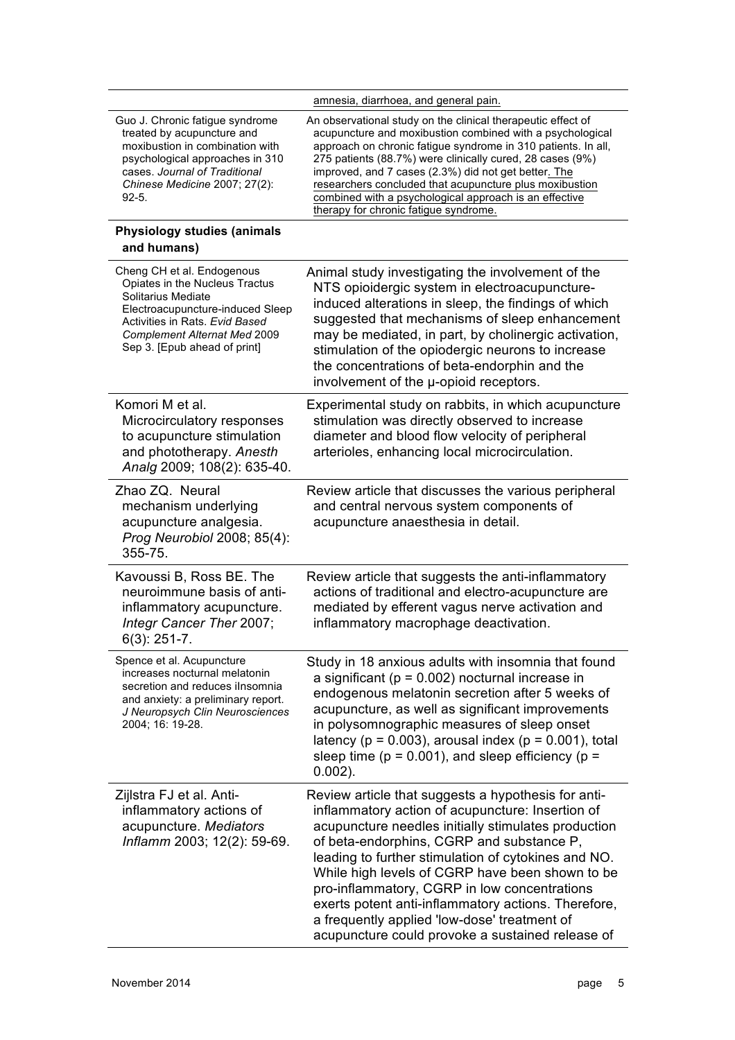| | |
|---|---|
| | amnesia, diarrhoea, and general pain. |
| Guo J. Chronic fatigue syndrome treated by acupuncture and moxibustion in combination with psychological approaches in 310 cases. *Journal of Traditional Chinese Medicine* 2007; 27(2): 92-5. | An observational study on the clinical therapeutic effect of acupuncture and moxibustion combined with a psychological approach on chronic fatigue syndrome in 310 patients. In all, 275 patients (88.7%) were clinically cured, 28 cases (9%) improved, and 7 cases (2.3%) did not get better. The researchers concluded that acupuncture plus moxibustion combined with a psychological approach is an effective therapy for chronic fatigue syndrome. |
| **Physiology studies (animals and humans)** | |
| Cheng CH et al. Endogenous Opiates in the Nucleus Tractus Solitarius Mediate Electroacupuncture-induced Sleep Activities in Rats. *Evid Based Complement Alternat Med* 2009 Sep 3. [Epub ahead of print] | Animal study investigating the involvement of the NTS opioidergic system in electroacupuncture-induced alterations in sleep, the findings of which suggested that mechanisms of sleep enhancement may be mediated, in part, by cholinergic activation, stimulation of the opiodergic neurons to increase the concentrations of beta-endorphin and the involvement of the μ-opioid receptors. |
| Komori M et al. Microcirculatory responses to acupuncture stimulation and phototherapy. *Anesth Analg* 2009; 108(2): 635-40. | Experimental study on rabbits, in which acupuncture stimulation was directly observed to increase diameter and blood flow velocity of peripheral arterioles, enhancing local microcirculation. |
| Zhao ZQ. Neural mechanism underlying acupuncture analgesia. *Prog Neurobiol* 2008; 85(4): 355-75. | Review article that discusses the various peripheral and central nervous system components of acupuncture anaesthesia in detail. |
| Kavoussi B, Ross BE. The neuroimmune basis of anti-inflammatory acupuncture. *Integr Cancer Ther* 2007; 6(3): 251-7. | Review article that suggests the anti-inflammatory actions of traditional and electro-acupuncture are mediated by efferent vagus nerve activation and inflammatory macrophage deactivation. |
| Spence et al. Acupuncture increases nocturnal melatonin secretion and reduces insomnia and anxiety: a preliminary report. *J Neuropsych Clin Neurosciences* 2004; 16: 19-28. | Study in 18 anxious adults with insomnia that found a significant ($p = 0.002$) nocturnal increase in endogenous melatonin secretion after 5 weeks of acupuncture, as well as significant improvements in polysomnographic measures of sleep onset latency ($p = 0.003$), arousal index ($p = 0.001$), total sleep time ($p = 0.001$), and sleep efficiency ($p = 0.002$). |
| Zijlstra FJ et al. Anti-inflammatory actions of acupuncture. *Mediators Inflamm* 2003; 12(2): 59-69. | Review article that suggests a hypothesis for anti-inflammatory action of acupuncture: Insertion of acupuncture needles initially stimulates production of beta-endorphins, CGRP and substance P, leading to further stimulation of cytokines and NO. While high levels of CGRP have been shown to be pro-inflammatory, CGRP in low concentrations exerts potent anti-inflammatory actions. Therefore, a frequently applied 'low-dose' treatment of acupuncture could provoke a sustained release of |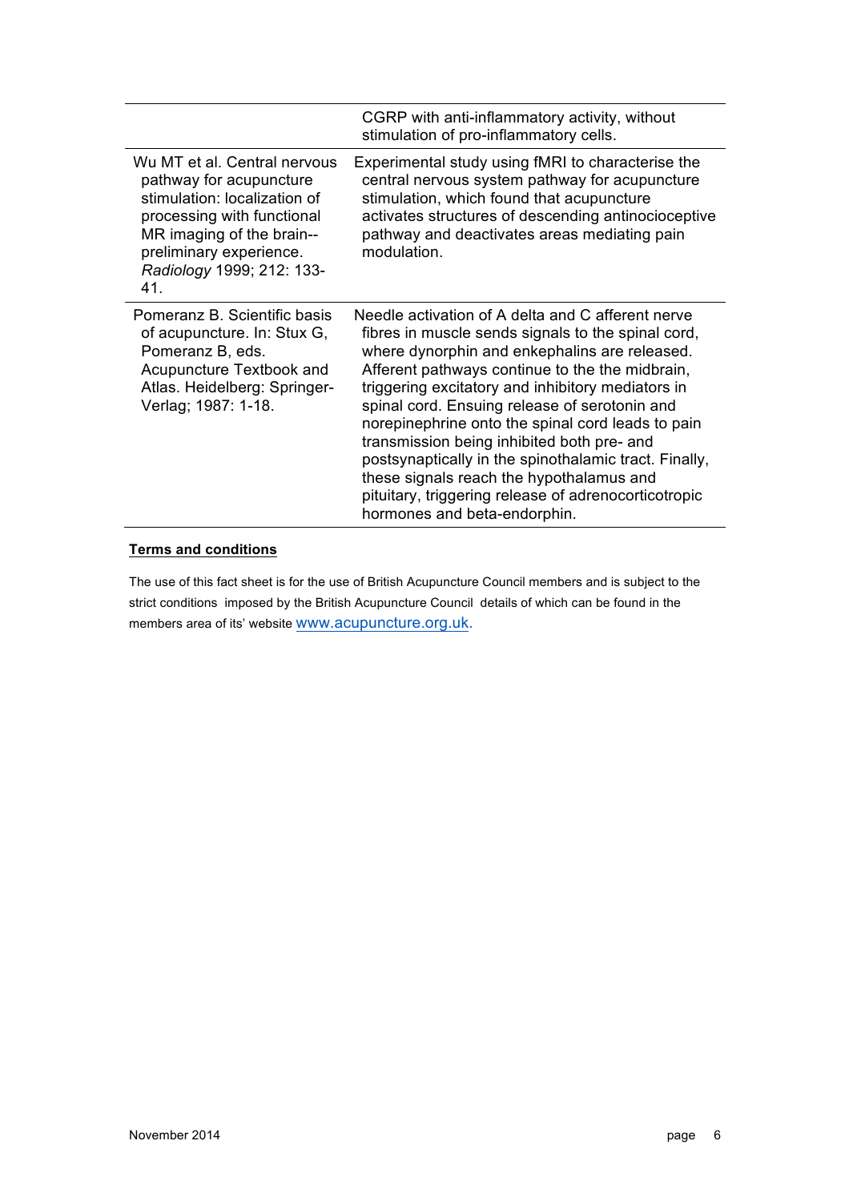| | |
|---|---|
| | CGRP with anti-inflammatory activity, without stimulation of pro-inflammatory cells. |
| Wu MT et al. Central nervous pathway for acupuncture stimulation: localization of processing with functional MR imaging of the brain--preliminary experience. *Radiology* 1999; 212: 133-41. | Experimental study using fMRI to characterise the central nervous system pathway for acupuncture stimulation, which found that acupuncture activates structures of descending antinocioceptive pathway and deactivates areas mediating pain modulation. |
| Pomeranz B. Scientific basis of acupuncture. In: Stux G, Pomeranz B, eds. Acupuncture Textbook and Atlas. Heidelberg: Springer-Verlag; 1987: 1-18. | Needle activation of A delta and C afferent nerve fibres in muscle sends signals to the spinal cord, where dynorphin and enkephalins are released. Afferent pathways continue to the the midbrain, triggering excitatory and inhibitory mediators in spinal cord. Ensuing release of serotonin and norepinephrine onto the spinal cord leads to pain transmission being inhibited both pre- and postsynaptically in the spinothalamic tract. Finally, these signals reach the hypothalamus and pituitary, triggering release of adrenocorticotropic hormones and beta-endorphin. |

**Terms and conditions**

The use of this fact sheet is for the use of British Acupuncture Council members and is subject to the strict conditions imposed by the British Acupuncture Council details of which can be found in the members area of its' website www.acupuncture.org.uk.